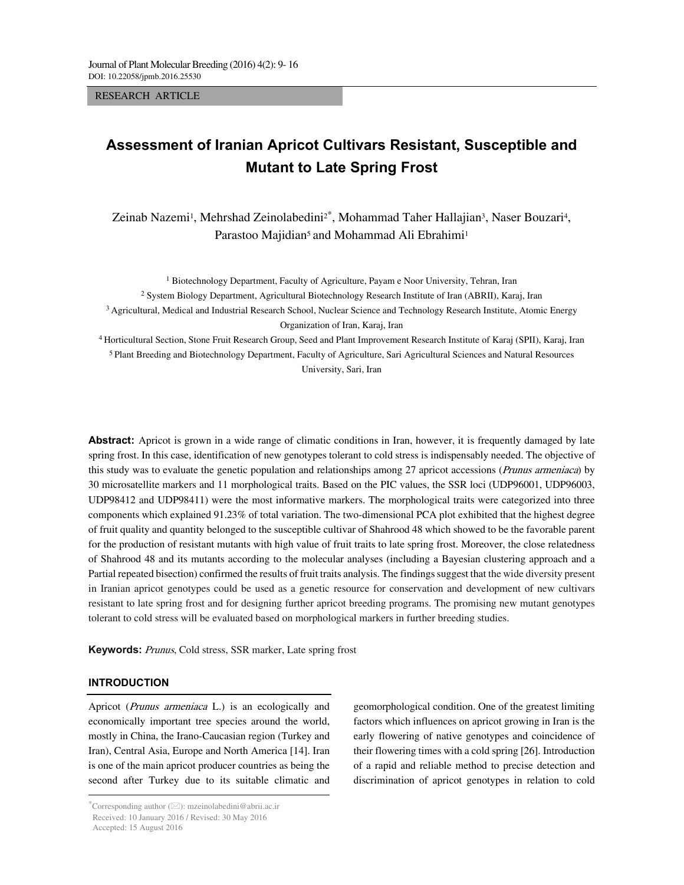RESEARCH ARTICLE

# Assessment of Iranian Apricot Cultivars Resistant, Susceptible and Mutant to Late Spring Frost

Zeinab Nazemi[1], Mehrshad Zeinolabedini[2*], Mohammad Taher Hallajian[3], Naser Bouzari[4], Parastoo Majidian[5] and Mohammad Ali Ebrahimi[1]

[1] Biotechnology Department, Faculty of Agriculture, Payam e Noor University, Tehran, Iran

[2] System Biology Department, Agricultural Biotechnology Research Institute of Iran (ABRII), Karaj, Iran

[3] Agricultural, Medical and Industrial Research School, Nuclear Science and Technology Research Institute, Atomic Energy Organization of Iran, Karaj, Iran

[4] Horticultural Section, Stone Fruit Research Group, Seed and Plant Improvement Research Institute of Karaj (SPII), Karaj, Iran

[5] Plant Breeding and Biotechnology Department, Faculty of Agriculture, Sari Agricultural Sciences and Natural Resources University, Sari, Iran

**Abstract:** Apricot is grown in a wide range of climatic conditions in Iran, however, it is frequently damaged by late spring frost. In this case, identification of new genotypes tolerant to cold stress is indispensably needed. The objective of this study was to evaluate the genetic population and relationships among 27 apricot accessions (*Prunus armeniaca*) by 30 microsatellite markers and 11 morphological traits. Based on the PIC values, the SSR loci (UDP96001, UDP96003, UDP98412 and UDP98411) were the most informative markers. The morphological traits were categorized into three components which explained 91.23% of total variation. The two-dimensional PCA plot exhibited that the highest degree of fruit quality and quantity belonged to the susceptible cultivar of Shahrood 48 which showed to be the favorable parent for the production of resistant mutants with high value of fruit traits to late spring frost. Moreover, the close relatedness of Shahrood 48 and its mutants according to the molecular analyses (including a Bayesian clustering approach and a Partial repeated bisection) confirmed the results of fruit traits analysis. The findings suggest that the wide diversity present in Iranian apricot genotypes could be used as a genetic resource for conservation and development of new cultivars resistant to late spring frost and for designing further apricot breeding programs. The promising new mutant genotypes tolerant to cold stress will be evaluated based on morphological markers in further breeding studies.

**Keywords:** *Prunus*, Cold stress, SSR marker, Late spring frost

## INTRODUCTION

Apricot (*Prunus armeniaca* L.) is an ecologically and economically important tree species around the world, mostly in China, the Irano-Caucasian region (Turkey and Iran), Central Asia, Europe and North America [14]. Iran is one of the main apricot producer countries as being the second after Turkey due to its suitable climatic and geomorphological condition. One of the greatest limiting factors which influences on apricot growing in Iran is the early flowering of native genotypes and coincidence of their flowering times with a cold spring [26]. Introduction of a rapid and reliable method to precise detection and discrimination of apricot genotypes in relation to cold

*Corresponding author (✉): mzeinolabedini@abrii.ac.ir
Received: 10 January 2016 / Revised: 30 May 2016
Accepted: 15 August 2016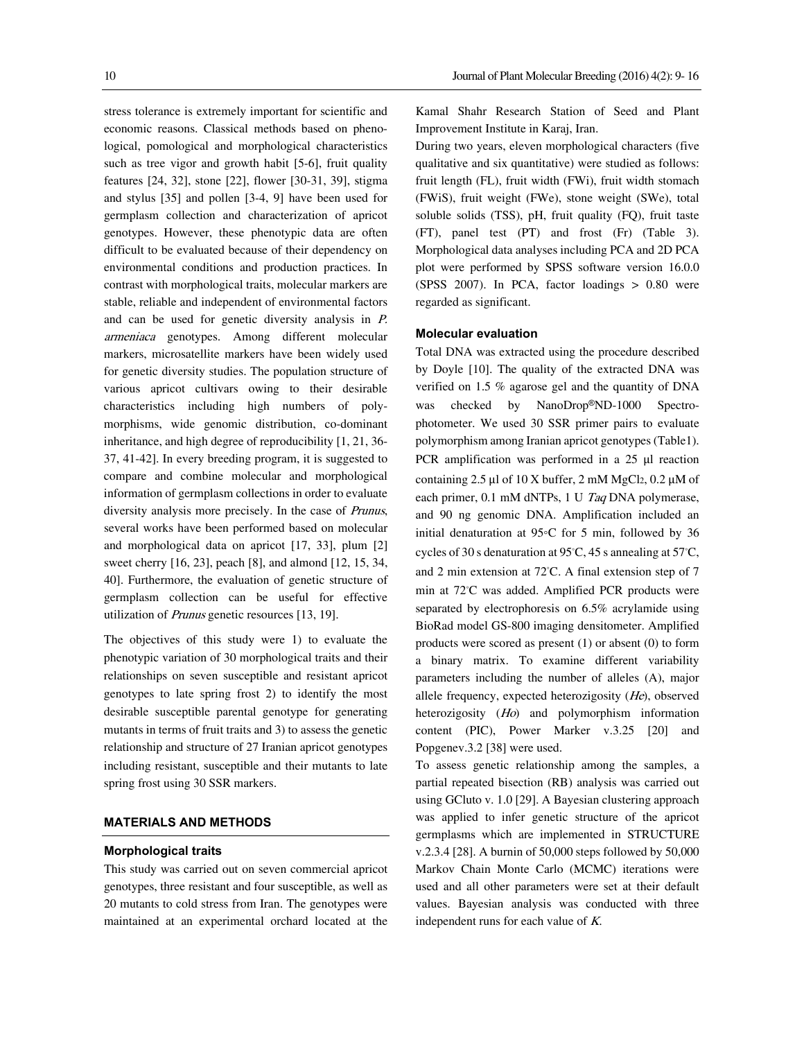stress tolerance is extremely important for scientific and economic reasons. Classical methods based on phenological, pomological and morphological characteristics such as tree vigor and growth habit [5-6], fruit quality features [24, 32], stone [22], flower [30-31, 39], stigma and stylus [35] and pollen [3-4, 9] have been used for germplasm collection and characterization of apricot genotypes. However, these phenotypic data are often difficult to be evaluated because of their dependency on environmental conditions and production practices. In contrast with morphological traits, molecular markers are stable, reliable and independent of environmental factors and can be used for genetic diversity analysis in *P. armeniaca* genotypes. Among different molecular markers, microsatellite markers have been widely used for genetic diversity studies. The population structure of various apricot cultivars owing to their desirable characteristics including high numbers of polymorphisms, wide genomic distribution, co-dominant inheritance, and high degree of reproducibility [1, 21, 36-37, 41-42]. In every breeding program, it is suggested to compare and combine molecular and morphological information of germplasm collections in order to evaluate diversity analysis more precisely. In the case of *Prunus*, several works have been performed based on molecular and morphological data on apricot [17, 33], plum [2] sweet cherry [16, 23], peach [8], and almond [12, 15, 34, 40]. Furthermore, the evaluation of genetic structure of germplasm collection can be useful for effective utilization of *Prunus* genetic resources [13, 19].

The objectives of this study were 1) to evaluate the phenotypic variation of 30 morphological traits and their relationships on seven susceptible and resistant apricot genotypes to late spring frost 2) to identify the most desirable susceptible parental genotype for generating mutants in terms of fruit traits and 3) to assess the genetic relationship and structure of 27 Iranian apricot genotypes including resistant, susceptible and their mutants to late spring frost using 30 SSR markers.

## MATERIALS AND METHODS

### Morphological traits

This study was carried out on seven commercial apricot genotypes, three resistant and four susceptible, as well as 20 mutants to cold stress from Iran. The genotypes were maintained at an experimental orchard located at the Kamal Shahr Research Station of Seed and Plant Improvement Institute in Karaj, Iran.

During two years, eleven morphological characters (five qualitative and six quantitative) were studied as follows: fruit length (FL), fruit width (FWi), fruit width stomach (FWiS), fruit weight (FWe), stone weight (SWe), total soluble solids (TSS), pH, fruit quality (FQ), fruit taste (FT), panel test (PT) and frost (Fr) (Table 3). Morphological data analyses including PCA and 2D PCA plot were performed by SPSS software version 16.0.0 (SPSS 2007). In PCA, factor loadings > 0.80 were regarded as significant.

### Molecular evaluation

Total DNA was extracted using the procedure described by Doyle [10]. The quality of the extracted DNA was verified on 1.5 % agarose gel and the quantity of DNA was checked by NanoDrop®ND-1000 Spectrophotometer. We used 30 SSR primer pairs to evaluate polymorphism among Iranian apricot genotypes (Table1). PCR amplification was performed in a 25 µl reaction containing 2.5 µl of 10 X buffer, 2 mM $MgCl_2$, 0.2 µM of each primer, 0.1 mM dNTPs, 1 U *Taq* DNA polymerase, and 90 ng genomic DNA. Amplification included an initial denaturation at 95°C for 5 min, followed by 36 cycles of 30 s denaturation at 95°C, 45 s annealing at 57°C, and 2 min extension at 72°C. A final extension step of 7 min at 72°C was added. Amplified PCR products were separated by electrophoresis on 6.5% acrylamide using BioRad model GS-800 imaging densitometer. Amplified products were scored as present (1) or absent (0) to form a binary matrix. To examine different variability parameters including the number of alleles (A), major allele frequency, expected heterozigosity (*He*), observed heterozigosity (*Ho*) and polymorphism information content (PIC), Power Marker v.3.25 [20] and Popgenev.3.2 [38] were used.

To assess genetic relationship among the samples, a partial repeated bisection (RB) analysis was carried out using GCluto v. 1.0 [29]. A Bayesian clustering approach was applied to infer genetic structure of the apricot germplasms which are implemented in STRUCTURE v.2.3.4 [28]. A burnin of 50,000 steps followed by 50,000 Markov Chain Monte Carlo (MCMC) iterations were used and all other parameters were set at their default values. Bayesian analysis was conducted with three independent runs for each value of *K*.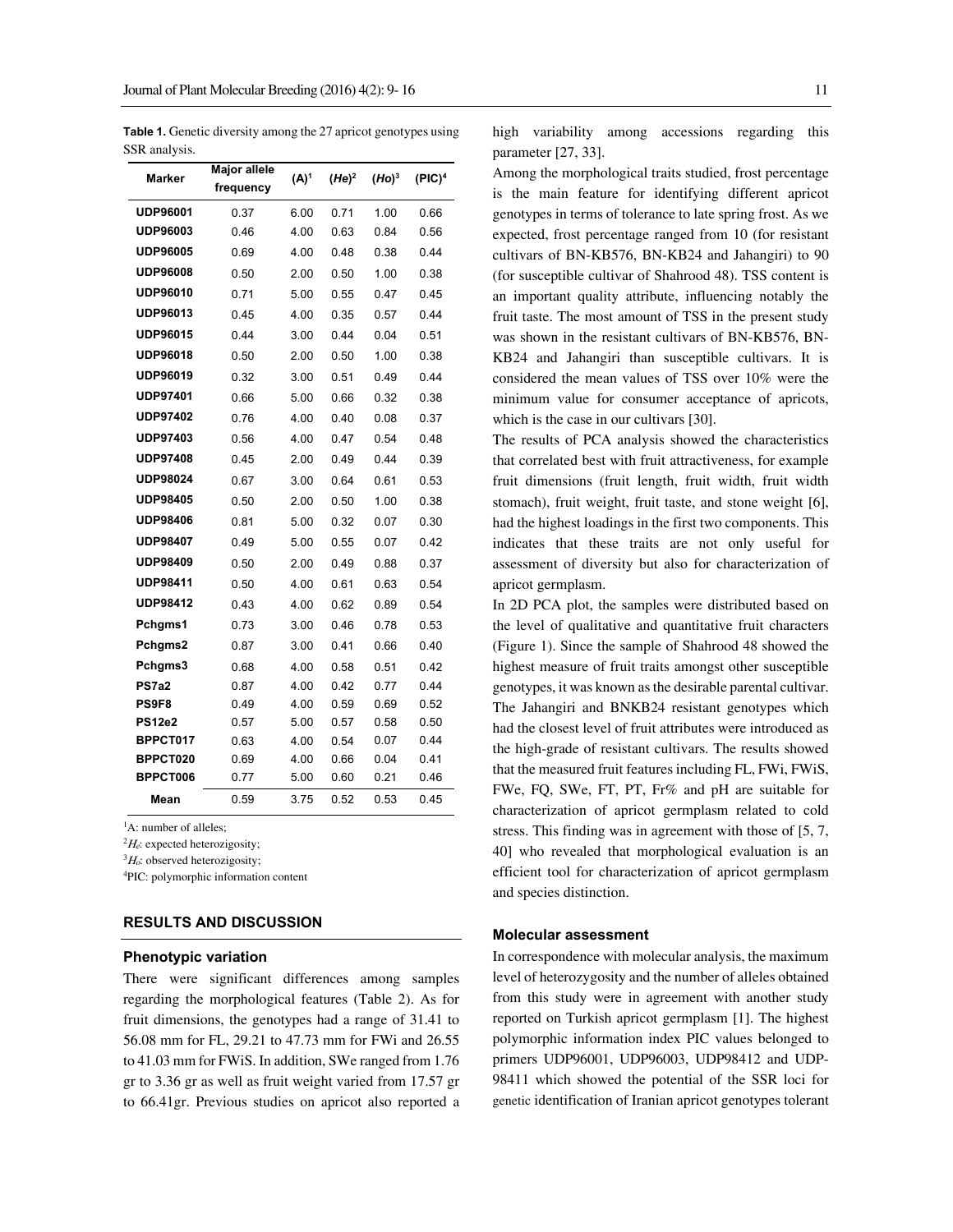**Table 1.** Genetic diversity among the 27 apricot genotypes using SSR analysis.

| Marker | Major allele frequency | (A)[1] | (He)[2] | (Ho)[3] | (PIC)[4] |
|---|---|---|---|---|---|
| UDP96001 | 0.37 | 6.00 | 0.71 | 1.00 | 0.66 |
| UDP96003 | 0.46 | 4.00 | 0.63 | 0.84 | 0.56 |
| UDP96005 | 0.69 | 4.00 | 0.48 | 0.38 | 0.44 |
| UDP96008 | 0.50 | 2.00 | 0.50 | 1.00 | 0.38 |
| UDP96010 | 0.71 | 5.00 | 0.55 | 0.47 | 0.45 |
| UDP96013 | 0.45 | 4.00 | 0.35 | 0.57 | 0.44 |
| UDP96015 | 0.44 | 3.00 | 0.44 | 0.04 | 0.51 |
| UDP96018 | 0.50 | 2.00 | 0.50 | 1.00 | 0.38 |
| UDP96019 | 0.32 | 3.00 | 0.51 | 0.49 | 0.44 |
| UDP97401 | 0.66 | 5.00 | 0.66 | 0.32 | 0.38 |
| UDP97402 | 0.76 | 4.00 | 0.40 | 0.08 | 0.37 |
| UDP97403 | 0.56 | 4.00 | 0.47 | 0.54 | 0.48 |
| UDP97408 | 0.45 | 2.00 | 0.49 | 0.44 | 0.39 |
| UDP98024 | 0.67 | 3.00 | 0.64 | 0.61 | 0.53 |
| UDP98405 | 0.50 | 2.00 | 0.50 | 1.00 | 0.38 |
| UDP98406 | 0.81 | 5.00 | 0.32 | 0.07 | 0.30 |
| UDP98407 | 0.49 | 5.00 | 0.55 | 0.07 | 0.42 |
| UDP98409 | 0.50 | 2.00 | 0.49 | 0.88 | 0.37 |
| UDP98411 | 0.50 | 4.00 | 0.61 | 0.63 | 0.54 |
| UDP98412 | 0.43 | 4.00 | 0.62 | 0.89 | 0.54 |
| Pchgms1 | 0.73 | 3.00 | 0.46 | 0.78 | 0.53 |
| Pchgms2 | 0.87 | 3.00 | 0.41 | 0.66 | 0.40 |
| Pchgms3 | 0.68 | 4.00 | 0.58 | 0.51 | 0.42 |
| PS7a2 | 0.87 | 4.00 | 0.42 | 0.77 | 0.44 |
| PS9F8 | 0.49 | 4.00 | 0.59 | 0.69 | 0.52 |
| PS12e2 | 0.57 | 5.00 | 0.57 | 0.58 | 0.50 |
| BPPCT017 | 0.63 | 4.00 | 0.54 | 0.07 | 0.44 |
| BPPCT020 | 0.69 | 4.00 | 0.66 | 0.04 | 0.41 |
| BPPCT006 | 0.77 | 5.00 | 0.60 | 0.21 | 0.46 |
| Mean | 0.59 | 3.75 | 0.52 | 0.53 | 0.45 |

[1]A: number of alleles;
[2]$H_e$: expected heterozigosity;
[3]$H_o$: observed heterozigosity;
[4]PIC: polymorphic information content

## RESULTS AND DISCUSSION

### Phenotypic variation

There were significant differences among samples regarding the morphological features (Table 2). As for fruit dimensions, the genotypes had a range of 31.41 to 56.08 mm for FL, 29.21 to 47.73 mm for FWi and 26.55 to 41.03 mm for FWiS. In addition, SWe ranged from 1.76 gr to 3.36 gr as well as fruit weight varied from 17.57 gr to 66.41gr. Previous studies on apricot also reported a high variability among accessions regarding this parameter [27, 33].

Among the morphological traits studied, frost percentage is the main feature for identifying different apricot genotypes in terms of tolerance to late spring frost. As we expected, frost percentage ranged from 10 (for resistant cultivars of BN-KB576, BN-KB24 and Jahangiri) to 90 (for susceptible cultivar of Shahrood 48). TSS content is an important quality attribute, influencing notably the fruit taste. The most amount of TSS in the present study was shown in the resistant cultivars of BN-KB576, BN-KB24 and Jahangiri than susceptible cultivars. It is considered the mean values of TSS over 10% were the minimum value for consumer acceptance of apricots, which is the case in our cultivars [30].

The results of PCA analysis showed the characteristics that correlated best with fruit attractiveness, for example fruit dimensions (fruit length, fruit width, fruit width stomach), fruit weight, fruit taste, and stone weight [6], had the highest loadings in the first two components. This indicates that these traits are not only useful for assessment of diversity but also for characterization of apricot germplasm.

In 2D PCA plot, the samples were distributed based on the level of qualitative and quantitative fruit characters (Figure 1). Since the sample of Shahrood 48 showed the highest measure of fruit traits amongst other susceptible genotypes, it was known as the desirable parental cultivar. The Jahangiri and BNKB24 resistant genotypes which had the closest level of fruit attributes were introduced as the high-grade of resistant cultivars. The results showed that the measured fruit features including FL, FWi, FWiS, FWe, FQ, SWe, FT, PT, Fr% and pH are suitable for characterization of apricot germplasm related to cold stress. This finding was in agreement with those of [5, 7, 40] who revealed that morphological evaluation is an efficient tool for characterization of apricot germplasm and species distinction.

### Molecular assessment

In correspondence with molecular analysis, the maximum level of heterozygosity and the number of alleles obtained from this study were in agreement with another study reported on Turkish apricot germplasm [1]. The highest polymorphic information index PIC values belonged to primers UDP96001, UDP96003, UDP98412 and UDP-98411 which showed the potential of the SSR loci for genetic identification of Iranian apricot genotypes tolerant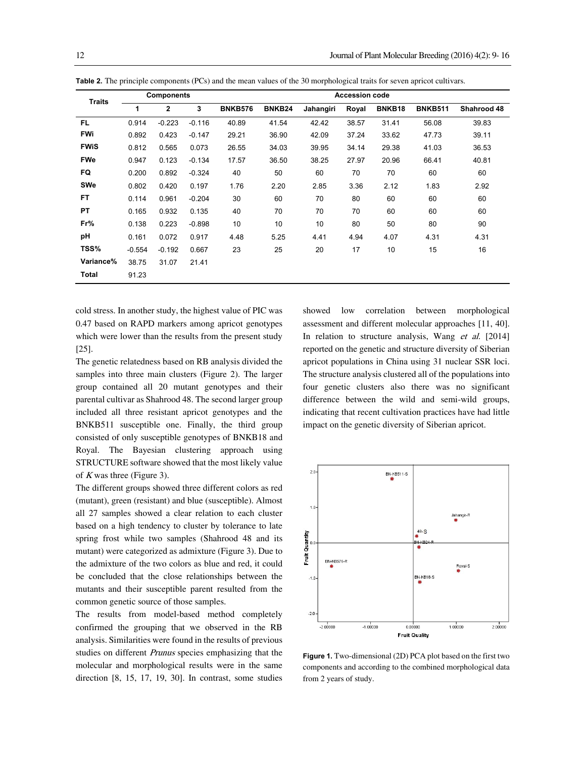**Table 2.** The principle components (PCs) and the mean values of the 30 morphological traits for seven apricot cultivars.

| Traits | Components | | | Accession code | | | | | | |
|---|---|---|---|---|---|---|---|---|---|---|
| | 1 | 2 | 3 | BNKB576 | BNKB24 | Jahangiri | Royal | BNKB18 | BNKB511 | Shahrood 48 |
| FL | 0.914 | -0.223 | -0.116 | 40.89 | 41.54 | 42.42 | 38.57 | 31.41 | 56.08 | 39.83 |
| FWi | 0.892 | 0.423 | -0.147 | 29.21 | 36.90 | 42.09 | 37.24 | 33.62 | 47.73 | 39.11 |
| FWiS | 0.812 | 0.565 | 0.073 | 26.55 | 34.03 | 39.95 | 34.14 | 29.38 | 41.03 | 36.53 |
| FWe | 0.947 | 0.123 | -0.134 | 17.57 | 36.50 | 38.25 | 27.97 | 20.96 | 66.41 | 40.81 |
| FQ | 0.200 | 0.892 | -0.324 | 40 | 50 | 60 | 70 | 70 | 60 | 60 |
| SWe | 0.802 | 0.420 | 0.197 | 1.76 | 2.20 | 2.85 | 3.36 | 2.12 | 1.83 | 2.92 |
| FT | 0.114 | 0.961 | -0.204 | 30 | 60 | 70 | 80 | 60 | 60 | 60 |
| PT | 0.165 | 0.932 | 0.135 | 40 | 70 | 70 | 70 | 60 | 60 | 60 |
| Fr% | 0.138 | 0.223 | -0.898 | 10 | 10 | 10 | 80 | 50 | 80 | 90 |
| pH | 0.161 | 0.072 | 0.917 | 4.48 | 5.25 | 4.41 | 4.94 | 4.07 | 4.31 | 4.31 |
| TSS% | -0.554 | -0.192 | 0.667 | 23 | 25 | 20 | 17 | 10 | 15 | 16 |
| Variance% | 38.75 | 31.07 | 21.41 | | | | | | | |
| Total | 91.23 | | | | | | | | | |

cold stress. In another study, the highest value of PIC was 0.47 based on RAPD markers among apricot genotypes which were lower than the results from the present study [25].

The genetic relatedness based on RB analysis divided the samples into three main clusters (Figure 2). The larger group contained all 20 mutant genotypes and their parental cultivar as Shahrood 48. The second larger group included all three resistant apricot genotypes and the BNKB511 susceptible one. Finally, the third group consisted of only susceptible genotypes of BNKB18 and Royal. The Bayesian clustering approach using STRUCTURE software showed that the most likely value of *K* was three (Figure 3).

The different groups showed three different colors as red (mutant), green (resistant) and blue (susceptible). Almost all 27 samples showed a clear relation to each cluster based on a high tendency to cluster by tolerance to late spring frost while two samples (Shahrood 48 and its mutant) were categorized as admixture (Figure 3). Due to the admixture of the two colors as blue and red, it could be concluded that the close relationships between the mutants and their susceptible parent resulted from the common genetic source of those samples.

The results from model-based method completely confirmed the grouping that we observed in the RB analysis. Similarities were found in the results of previous studies on different *Prunus* species emphasizing that the molecular and morphological results were in the same direction [8, 15, 17, 19, 30]. In contrast, some studies showed low correlation between morphological assessment and different molecular approaches [11, 40]. In relation to structure analysis, Wang *et al.* [2014] reported on the genetic and structure diversity of Siberian apricot populations in China using 31 nuclear SSR loci. The structure analysis clustered all of the populations into four genetic clusters also there was no significant difference between the wild and semi-wild groups, indicating that recent cultivation practices have had little impact on the genetic diversity of Siberian apricot.

**Figure 1.** Two-dimensional (2D) PCA plot based on the first two components and according to the combined morphological data from 2 years of study.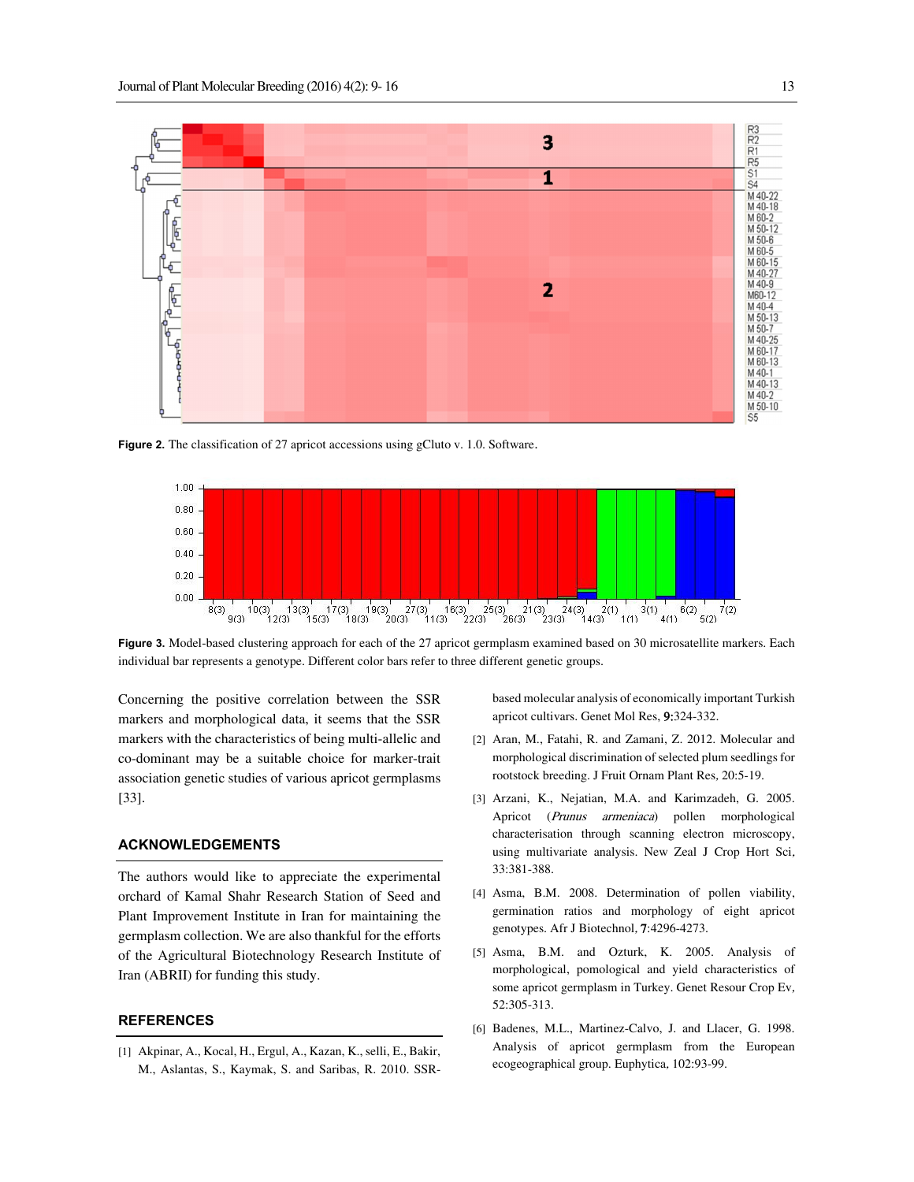Figure 2. The classification of 27 apricot accessions using gCluto v. 1.0. Software.

Figure 3. Model-based clustering approach for each of the 27 apricot germplasm examined based on 30 microsatellite markers. Each individual bar represents a genotype. Different color bars refer to three different genetic groups.

Concerning the positive correlation between the SSR markers and morphological data, it seems that the SSR markers with the characteristics of being multi-allelic and co-dominant may be a suitable choice for marker-trait association genetic studies of various apricot germplasms [33].

## ACKNOWLEDGEMENTS

The authors would like to appreciate the experimental orchard of Kamal Shahr Research Station of Seed and Plant Improvement Institute in Iran for maintaining the germplasm collection. We are also thankful for the efforts of the Agricultural Biotechnology Research Institute of Iran (ABRII) for funding this study.

## REFERENCES

[1] Akpinar, A., Kocal, H., Ergul, A., Kazan, K., selli, E., Bakir, M., Aslantas, S., Kaymak, S. and Saribas, R. 2010. SSR-based molecular analysis of economically important Turkish apricot cultivars. Genet Mol Res, **9**:324-332.

[2] Aran, M., Fatahi, R. and Zamani, Z. 2012. Molecular and morphological discrimination of selected plum seedlings for rootstock breeding. J Fruit Ornam Plant Res, 20:5-19.

[3] Arzani, K., Nejatian, M.A. and Karimzadeh, G. 2005. Apricot (*Prunus armeniaca*) pollen morphological characterisation through scanning electron microscopy, using multivariate analysis. New Zeal J Crop Hort Sci, 33:381-388.

[4] Asma, B.M. 2008. Determination of pollen viability, germination ratios and morphology of eight apricot genotypes. Afr J Biotechnol, **7**:4296-4273.

[5] Asma, B.M. and Ozturk, K. 2005. Analysis of morphological, pomological and yield characteristics of some apricot germplasm in Turkey. Genet Resour Crop Ev, 52:305-313.

[6] Badenes, M.L., Martinez-Calvo, J. and Llacer, G. 1998. Analysis of apricot germplasm from the European ecogeographical group. Euphytica, 102:93-99.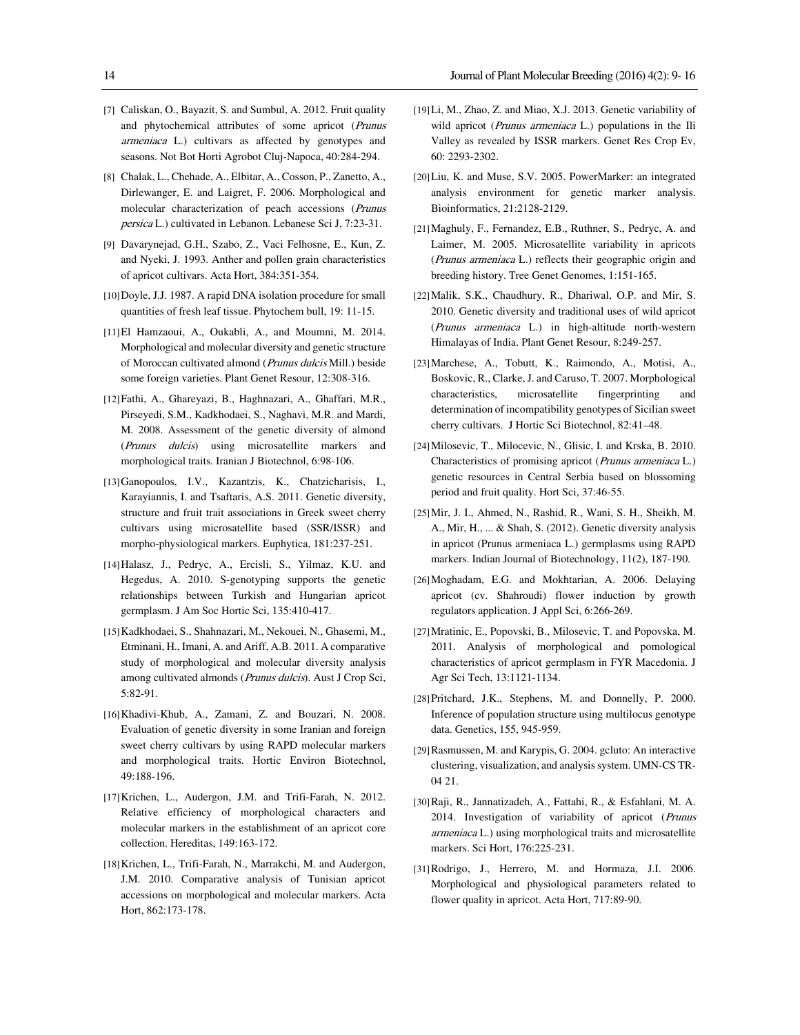[7] Caliskan, O., Bayazit, S. and Sumbul, A. 2012. Fruit quality and phytochemical attributes of some apricot (*Prunus armeniaca* L.) cultivars as affected by genotypes and seasons. Not Bot Horti Agrobot Cluj-Napoca, 40:284-294.

[8] Chalak, L., Chehade, A., Elbitar, A., Cosson, P., Zanetto, A., Dirlewanger, E. and Laigret, F. 2006. Morphological and molecular characterization of peach accessions (*Prunus persica* L.) cultivated in Lebanon. Lebanese Sci J, 7:23-31.

[9] Davarynejad, G.H., Szabo, Z., Vaci Felhosne, E., Kun, Z. and Nyeki, J. 1993. Anther and pollen grain characteristics of apricot cultivars. Acta Hort, 384:351-354.

[10] Doyle, J.J. 1987. A rapid DNA isolation procedure for small quantities of fresh leaf tissue. Phytochem bull, 19: 11-15.

[11] El Hamzaoui, A., Oukabli, A., and Moumni, M. 2014. Morphological and molecular diversity and genetic structure of Moroccan cultivated almond (*Prunus dulcis* Mill.) beside some foreign varieties. Plant Genet Resour, 12:308-316.

[12] Fathi, A., Ghareyazi, B., Haghnazari, A., Ghaffari, M.R., Pirseyedi, S.M., Kadkhodaei, S., Naghavi, M.R. and Mardi, M. 2008. Assessment of the genetic diversity of almond (*Prunus dulcis*) using microsatellite markers and morphological traits. Iranian J Biotechnol, 6:98-106.

[13] Ganopoulos, I.V., Kazantzis, K., Chatzicharisis, I., Karayiannis, I. and Tsaftaris, A.S. 2011. Genetic diversity, structure and fruit trait associations in Greek sweet cherry cultivars using microsatellite based (SSR/ISSR) and morpho-physiological markers. Euphytica, 181:237-251.

[14] Halasz, J., Pedryc, A., Ercisli, S., Yilmaz, K.U. and Hegedus, A. 2010. S-genotyping supports the genetic relationships between Turkish and Hungarian apricot germplasm. J Am Soc Hortic Sci, 135:410-417.

[15] Kadkhodaei, S., Shahnazari, M., Nekouei, N., Ghasemi, M., Etminani, H., Imani, A. and Ariff, A.B. 2011. A comparative study of morphological and molecular diversity analysis among cultivated almonds (*Prunus dulcis*). Aust J Crop Sci, 5:82-91.

[16] Khadivi-Khub, A., Zamani, Z. and Bouzari, N. 2008. Evaluation of genetic diversity in some Iranian and foreign sweet cherry cultivars by using RAPD molecular markers and morphological traits. Hortic Environ Biotechnol, 49:188-196.

[17] Krichen, L., Audergon, J.M. and Trifi-Farah, N. 2012. Relative efficiency of morphological characters and molecular markers in the establishment of an apricot core collection. Hereditas, 149:163-172.

[18] Krichen, L., Trifi-Farah, N., Marrakchi, M. and Audergon, J.M. 2010. Comparative analysis of Tunisian apricot accessions on morphological and molecular markers. Acta Hort, 862:173-178.

[19] Li, M., Zhao, Z. and Miao, X.J. 2013. Genetic variability of wild apricot (*Prunus armeniaca* L.) populations in the Ili Valley as revealed by ISSR markers. Genet Res Crop Ev, 60: 2293-2302.

[20] Liu, K. and Muse, S.V. 2005. PowerMarker: an integrated analysis environment for genetic marker analysis. Bioinformatics, 21:2128-2129.

[21] Maghuly, F., Fernandez, E.B., Ruthner, S., Pedryc, A. and Laimer, M. 2005. Microsatellite variability in apricots (*Prunus armeniaca* L.) reflects their geographic origin and breeding history. Tree Genet Genomes, 1:151-165.

[22] Malik, S.K., Chaudhury, R., Dhariwal, O.P. and Mir, S. 2010. Genetic diversity and traditional uses of wild apricot (*Prunus armeniaca* L.) in high-altitude north-western Himalayas of India. Plant Genet Resour, 8:249-257.

[23] Marchese, A., Tobutt, K., Raimondo, A., Motisi, A., Boskovic, R., Clarke, J. and Caruso, T. 2007. Morphological characteristics, microsatellite fingerprinting and determination of incompatibility genotypes of Sicilian sweet cherry cultivars. J Hortic Sci Biotechnol, 82:41–48.

[24] Milosevic, T., Milocevic, N., Glisic, I. and Krska, B. 2010. Characteristics of promising apricot (*Prunus armeniaca* L.) genetic resources in Central Serbia based on blossoming period and fruit quality. Hort Sci, 37:46-55.

[25] Mir, J. I., Ahmed, N., Rashid, R., Wani, S. H., Sheikh, M. A., Mir, H., ... & Shah, S. (2012). Genetic diversity analysis in apricot (Prunus armeniaca L.) germplasms using RAPD markers. Indian Journal of Biotechnology, 11(2), 187-190.

[26] Moghadam, E.G. and Mokhtarian, A. 2006. Delaying apricot (cv. Shahroudi) flower induction by growth regulators application. J Appl Sci, 6:266-269.

[27] Mratinic, E., Popovski, B., Milosevic, T. and Popovska, M. 2011. Analysis of morphological and pomological characteristics of apricot germplasm in FYR Macedonia. J Agr Sci Tech, 13:1121-1134.

[28] Pritchard, J.K., Stephens, M. and Donnelly, P. 2000. Inference of population structure using multilocus genotype data. Genetics, 155, 945-959.

[29] Rasmussen, M. and Karypis, G. 2004. gcluto: An interactive clustering, visualization, and analysis system. UMN-CS TR-04 21.

[30] Raji, R., Jannatizadeh, A., Fattahi, R., & Esfahlani, M. A. 2014. Investigation of variability of apricot (*Prunus armeniaca* L.) using morphological traits and microsatellite markers. Sci Hort, 176:225-231.

[31] Rodrigo, J., Herrero, M. and Hormaza, J.I. 2006. Morphological and physiological parameters related to flower quality in apricot. Acta Hort, 717:89-90.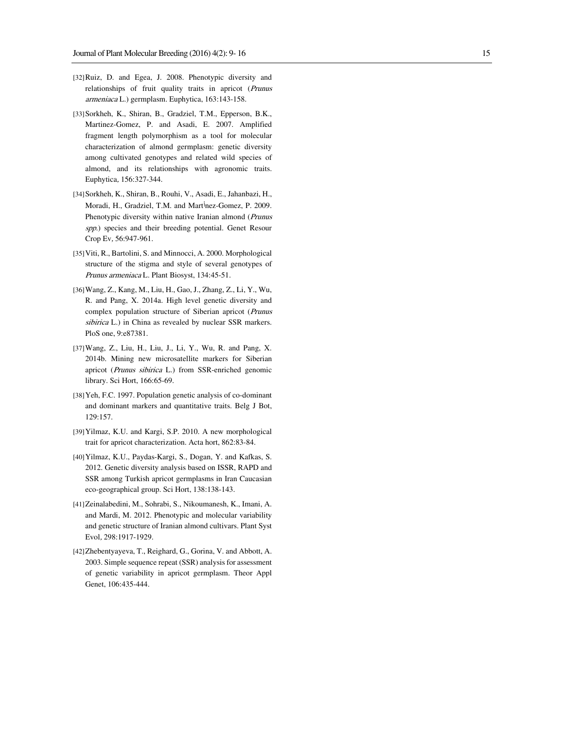[32] Ruiz, D. and Egea, J. 2008. Phenotypic diversity and relationships of fruit quality traits in apricot (*Prunus armeniaca* L.) germplasm. Euphytica, 163:143-158.

[33] Sorkheh, K., Shiran, B., Gradziel, T.M., Epperson, B.K., Martinez-Gomez, P. and Asadi, E. 2007. Amplified fragment length polymorphism as a tool for molecular characterization of almond germplasm: genetic diversity among cultivated genotypes and related wild species of almond, and its relationships with agronomic traits. Euphytica, 156:327-344.

[34] Sorkheh, K., Shiran, B., Rouhi, V., Asadi, E., Jahanbazi, H., Moradi, H., Gradziel, T.M. and Martínez-Gomez, P. 2009. Phenotypic diversity within native Iranian almond (*Prunus spp.*) species and their breeding potential. Genet Resour Crop Ev, 56:947-961.

[35] Viti, R., Bartolini, S. and Minnocci, A. 2000. Morphological structure of the stigma and style of several genotypes of *Prunus armeniaca* L. Plant Biosyst, 134:45-51.

[36] Wang, Z., Kang, M., Liu, H., Gao, J., Zhang, Z., Li, Y., Wu, R. and Pang, X. 2014a. High level genetic diversity and complex population structure of Siberian apricot (*Prunus sibirica* L.) in China as revealed by nuclear SSR markers. PloS one, 9:e87381.

[37] Wang, Z., Liu, H., Liu, J., Li, Y., Wu, R. and Pang, X. 2014b. Mining new microsatellite markers for Siberian apricot (*Prunus sibirica* L.) from SSR-enriched genomic library. Sci Hort, 166:65-69.

[38] Yeh, F.C. 1997. Population genetic analysis of co-dominant and dominant markers and quantitative traits. Belg J Bot, 129:157.

[39] Yilmaz, K.U. and Kargi, S.P. 2010. A new morphological trait for apricot characterization. Acta hort, 862:83-84.

[40] Yilmaz, K.U., Paydas-Kargi, S., Dogan, Y. and Kafkas, S. 2012. Genetic diversity analysis based on ISSR, RAPD and SSR among Turkish apricot germplasms in Iran Caucasian eco-geographical group. Sci Hort, 138:138-143.

[41] Zeinalabedini, M., Sohrabi, S., Nikoumanesh, K., Imani, A. and Mardi, M. 2012. Phenotypic and molecular variability and genetic structure of Iranian almond cultivars. Plant Syst Evol, 298:1917-1929.

[42] Zhebentyayeva, T., Reighard, G., Gorina, V. and Abbott, A. 2003. Simple sequence repeat (SSR) analysis for assessment of genetic variability in apricot germplasm. Theor Appl Genet, 106:435-444.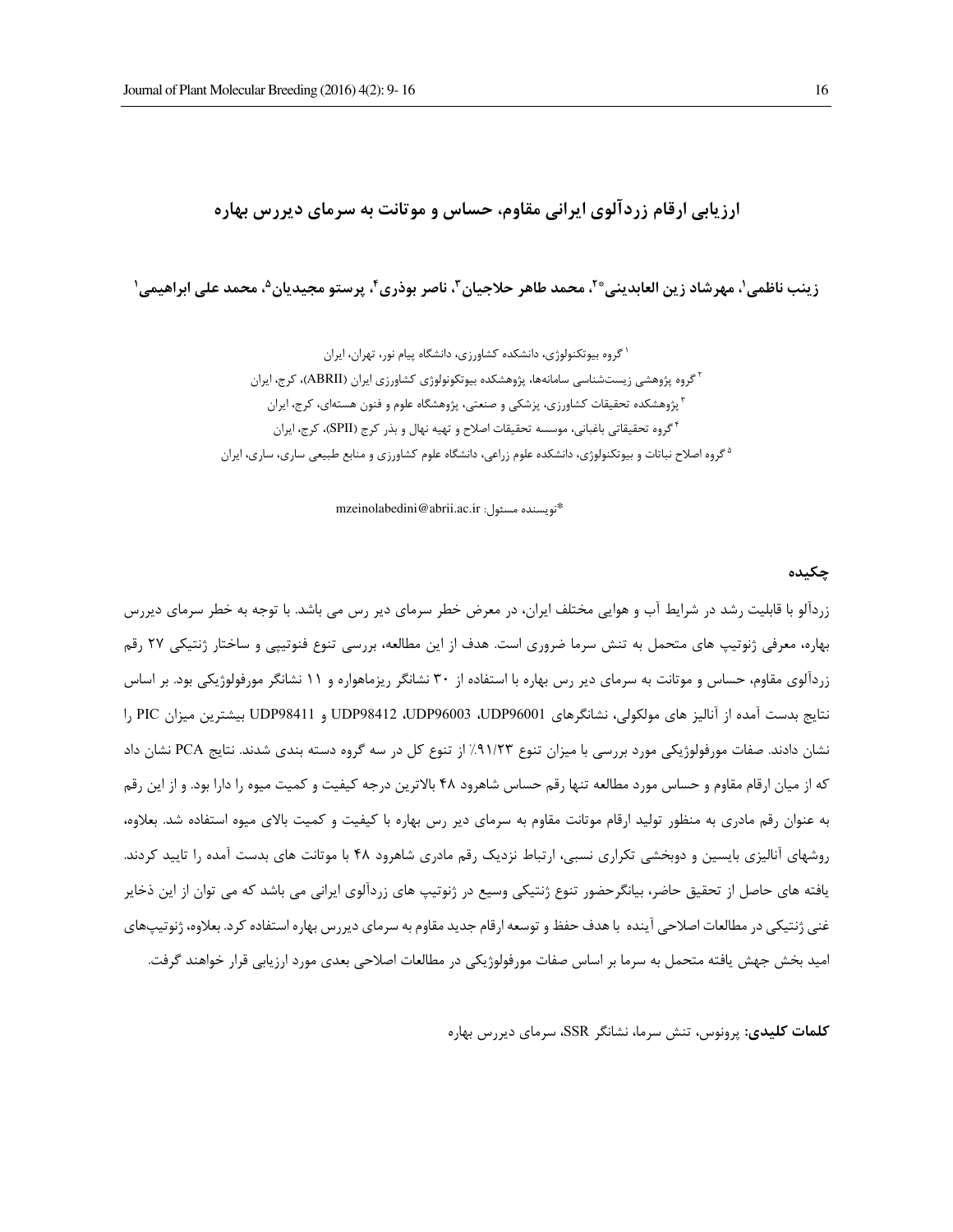# ارزیابی ارقام زردآلوی ایرانی مقاوم، حساس و موتانت به سرمای دیررس بهاره

**زینب ناظمی[1]، مهرشاد زین العابدینی*[2]، محمد طاهر حلاجیان[3]، ناصر بوذری[4]، پرستو مجیدیان[5]، محمد علی ابراهیمی[1]**

[1] گروه بیوتکنولوژی، دانشکده کشاورزی، دانشگاه پیام نور، تهران، ایران

[2] گروه پژوهشی زیست‌شناسی سامانه‌ها، پژوهشکده بیوتکنولوژی کشاورزی ایران (ABRII)، کرج، ایران

[3] پژوهشکده تحقیقات کشاورزی، پزشکی و صنعتی، پژوهشگاه علوم و فنون هسته‌ای، کرج، ایران

[4] گروه تحقیقاتی باغبانی، موسسه تحقیقات اصلاح و تهیه نهال و بذر کرج (SPII)، کرج، ایران

[5] گروه اصلاح نباتات و بیوتکنولوژی، دانشکده علوم زراعی، دانشگاه علوم کشاورزی و منابع طبیعی ساری، ساری، ایران

*نویسنده مسئول: mzeinolabedini@abrii.ac.ir

## چکیده

زردآلو با قابلیت رشد در شرایط آب و هوایی مختلف ایران، در معرض خطر سرمای دیر رس می باشد. با توجه به خطر سرمای دیررس بهاره، معرفی ژنوتیپ های متحمل به تنش سرما ضروری است. هدف از این مطالعه، بررسی تنوع فنوتیپی و ساختار ژنتیکی ۲۷ رقم زردآلوی مقاوم، حساس و موتانت به سرمای دیر رس بهاره با استفاده از ۳۰ نشانگر ریزماهواره و ۱۱ نشانگر مورفولوژیکی بود. بر اساس نتایج بدست آمده از آنالیز های مولکولی، نشانگرهای UDP96001، UDP96003، UDP98412 و UDP98411 بیشترین میزان PIC را نشان دادند. صفات مورفولوژیکی مورد بررسی با میزان تنوع ۹۱/۲۳٪ از تنوع کل در سه گروه دسته بندی شدند. نتایج PCA نشان داد که از میان ارقام مقاوم و حساس مورد مطالعه تنها رقم حساس شاهرود ۴۸ بالاترین درجه کیفیت و کمیت میوه را دارا بود. و از این رقم به عنوان رقم مادری به منظور تولید ارقام موتانت مقاوم به سرمای دیر رس بهاره با کیفیت و کمیت بالای میوه استفاده شد. بعلاوه، روشهای آنالیزی بایسین و دوبخشی تکراری نسبی، ارتباط نزدیک رقم مادری شاهرود ۴۸ با موتانت های بدست آمده را تایید کردند. یافته های حاصل از تحقیق حاضر، بیانگرحضور تنوع ژنتیکی وسیع در ژنوتیپ های زردآلوی ایرانی می باشد که می توان از این ذخایر غنی ژنتیکی در مطالعات اصلاحی آینده با هدف حفظ و توسعه ارقام جدید مقاوم به سرمای دیررس بهاره استفاده کرد. بعلاوه، ژنوتیپ‌های امید بخش جهش یافته متحمل به سرما بر اساس صفات مورفولوژیکی در مطالعات اصلاحی بعدی مورد ارزیابی قرار خواهند گرفت.

**کلمات کلیدی:** پرونوس، تنش سرما، نشانگر SSR، سرمای دیررس بهاره